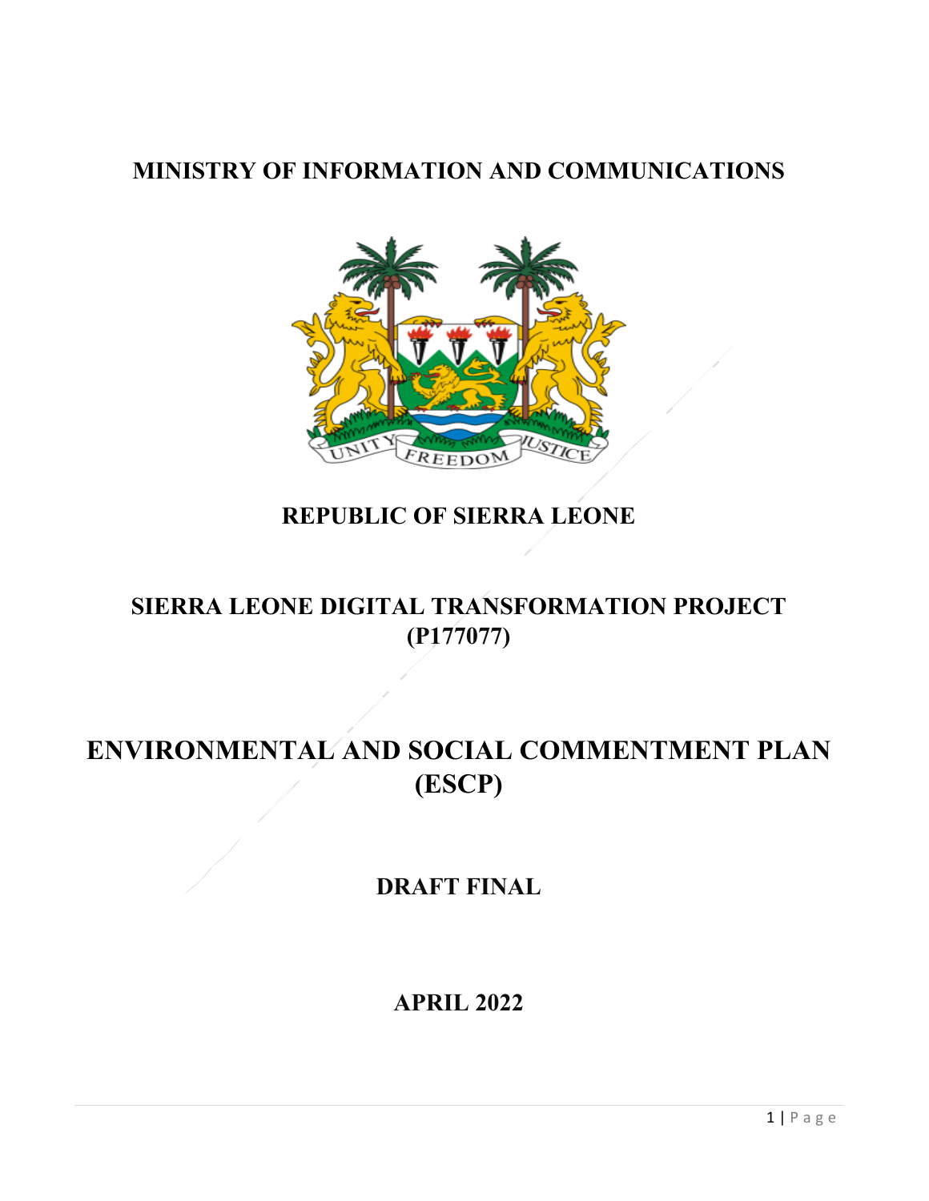# MINISTRY OF INFORMATION AND COMMUNICATIONS

## REPUBLIC OF SIERRA LEONE

## SIERRA LEONE DIGITAL TRANSFORMATION PROJECT (P177077)

# ENVIRONMENTAL AND SOCIAL COMMENTMENT PLAN (ESCP)

## DRAFT FINAL

## APRIL 2022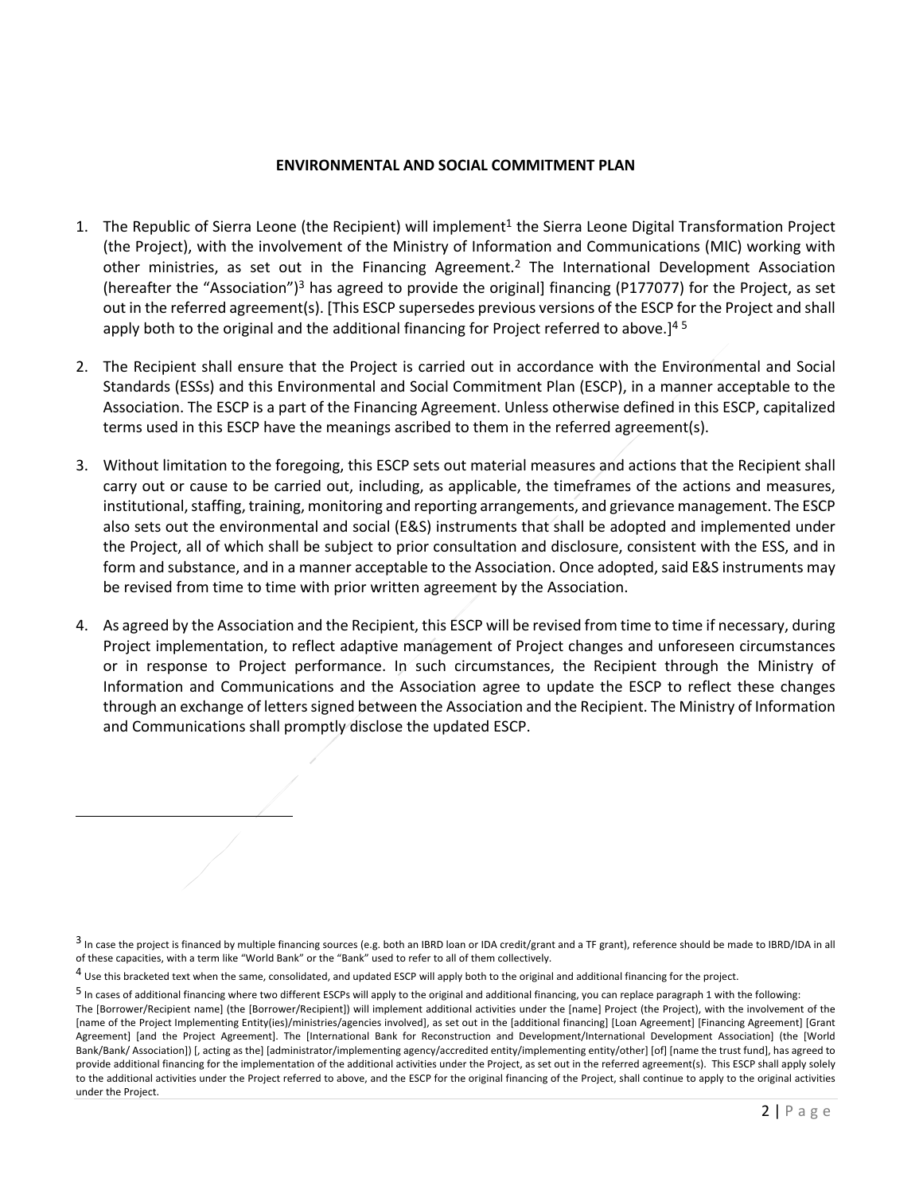**ENVIRONMENTAL AND SOCIAL COMMITMENT PLAN**

1. The Republic of Sierra Leone (the Recipient) will implement[1] the Sierra Leone Digital Transformation Project (the Project), with the involvement of the Ministry of Information and Communications (MIC) working with other ministries, as set out in the Financing Agreement.[2] The International Development Association (hereafter the "Association")[3] has agreed to provide the original] financing (P177077) for the Project, as set out in the referred agreement(s). [This ESCP supersedes previous versions of the ESCP for the Project and shall apply both to the original and the additional financing for Project referred to above.][4] [5]

2. The Recipient shall ensure that the Project is carried out in accordance with the Environmental and Social Standards (ESSs) and this Environmental and Social Commitment Plan (ESCP), in a manner acceptable to the Association. The ESCP is a part of the Financing Agreement. Unless otherwise defined in this ESCP, capitalized terms used in this ESCP have the meanings ascribed to them in the referred agreement(s).

3. Without limitation to the foregoing, this ESCP sets out material measures and actions that the Recipient shall carry out or cause to be carried out, including, as applicable, the timeframes of the actions and measures, institutional, staffing, training, monitoring and reporting arrangements, and grievance management. The ESCP also sets out the environmental and social (E&S) instruments that shall be adopted and implemented under the Project, all of which shall be subject to prior consultation and disclosure, consistent with the ESS, and in form and substance, and in a manner acceptable to the Association. Once adopted, said E&S instruments may be revised from time to time with prior written agreement by the Association.

4. As agreed by the Association and the Recipient, this ESCP will be revised from time to time if necessary, during Project implementation, to reflect adaptive management of Project changes and unforeseen circumstances or in response to Project performance. In such circumstances, the Recipient through the Ministry of Information and Communications and the Association agree to update the ESCP to reflect these changes through an exchange of letters signed between the Association and the Recipient. The Ministry of Information and Communications shall promptly disclose the updated ESCP.

---

[3] In case the project is financed by multiple financing sources (e.g. both an IBRD loan or IDA credit/grant and a TF grant), reference should be made to IBRD/IDA in all of these capacities, with a term like "World Bank" or the "Bank" used to refer to all of them collectively.

[4] Use this bracketed text when the same, consolidated, and updated ESCP will apply both to the original and additional financing for the project.

[5] In cases of additional financing where two different ESCPs will apply to the original and additional financing, you can replace paragraph 1 with the following:
The [Borrower/Recipient name] (the [Borrower/Recipient]) will implement additional activities under the [name] Project (the Project), with the involvement of the [name of the Project Implementing Entity(ies)/ministries/agencies involved], as set out in the [additional financing] [Loan Agreement] [Financing Agreement] [Grant Agreement] [and the Project Agreement]. The [International Bank for Reconstruction and Development/International Development Association] (the [World Bank/Bank/ Association]) [, acting as the] [administrator/implementing agency/accredited entity/implementing entity/other] [of] [name the trust fund], has agreed to provide additional financing for the implementation of the additional activities under the Project, as set out in the referred agreement(s). This ESCP shall apply solely to the additional activities under the Project referred to above, and the ESCP for the original financing of the Project, shall continue to apply to the original activities under the Project.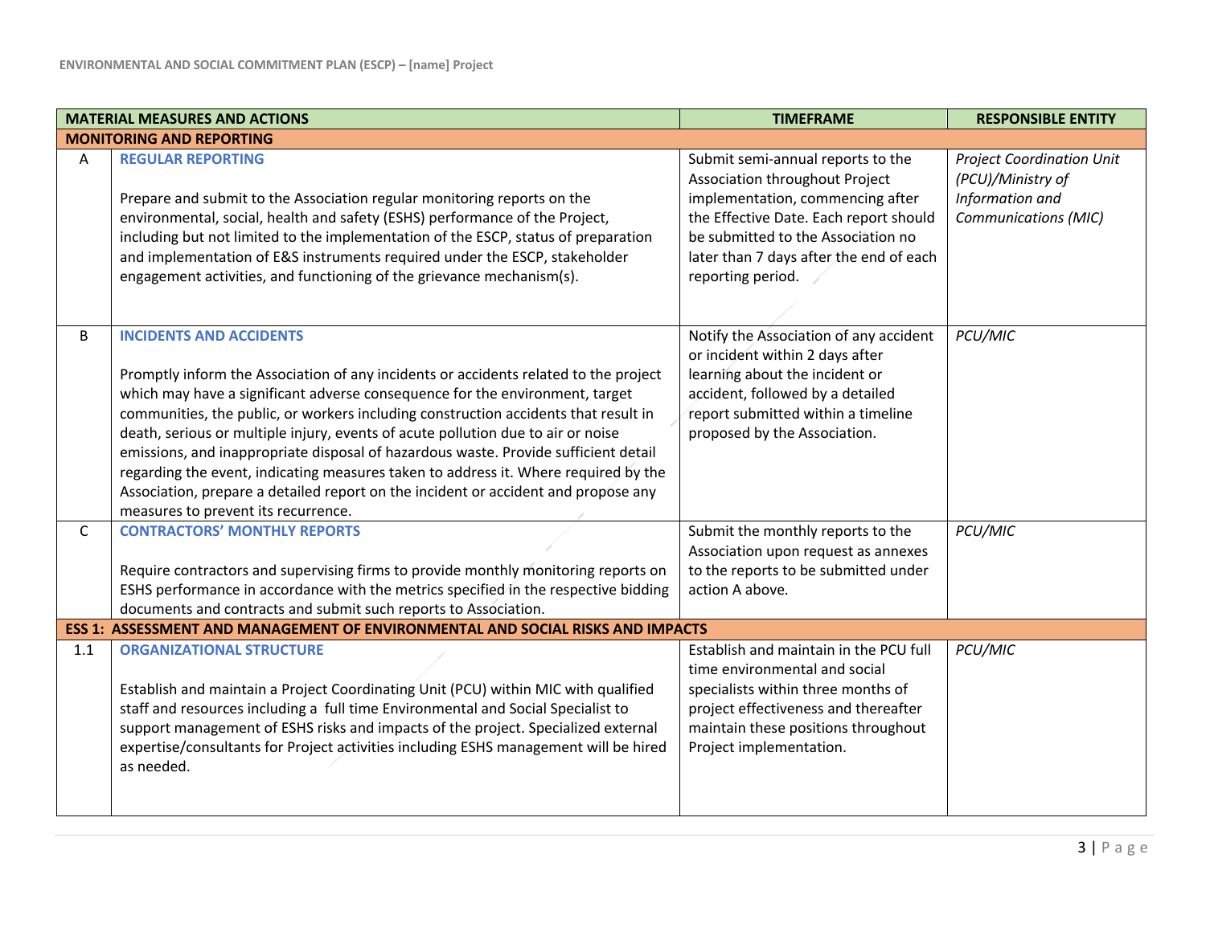| | MATERIAL MEASURES AND ACTIONS | TIMEFRAME | RESPONSIBLE ENTITY |
|---|---|---|---|
| **MONITORING AND REPORTING** | | | |
| A | **REGULAR REPORTING**<br><br>Prepare and submit to the Association regular monitoring reports on the environmental, social, health and safety (ESHS) performance of the Project, including but not limited to the implementation of the ESCP, status of preparation and implementation of E&S instruments required under the ESCP, stakeholder engagement activities, and functioning of the grievance mechanism(s). | Submit semi-annual reports to the Association throughout Project implementation, commencing after the Effective Date. Each report should be submitted to the Association no later than 7 days after the end of each reporting period. | *Project Coordination Unit (PCU)/Ministry of Information and Communications (MIC)* |
| B | **INCIDENTS AND ACCIDENTS**<br><br>Promptly inform the Association of any incidents or accidents related to the project which may have a significant adverse consequence for the environment, target communities, the public, or workers including construction accidents that result in death, serious or multiple injury, events of acute pollution due to air or noise emissions, and inappropriate disposal of hazardous waste. Provide sufficient detail regarding the event, indicating measures taken to address it. Where required by the Association, prepare a detailed report on the incident or accident and propose any measures to prevent its recurrence. | Notify the Association of any accident or incident within 2 days after learning about the incident or accident, followed by a detailed report submitted within a timeline proposed by the Association. | *PCU/MIC* |
| C | **CONTRACTORS' MONTHLY REPORTS**<br><br>Require contractors and supervising firms to provide monthly monitoring reports on ESHS performance in accordance with the metrics specified in the respective bidding documents and contracts and submit such reports to Association. | Submit the monthly reports to the Association upon request as annexes to the reports to be submitted under action A above. | *PCU/MIC* |
| **ESS 1: ASSESSMENT AND MANAGEMENT OF ENVIRONMENTAL AND SOCIAL RISKS AND IMPACTS** | | | |
| 1.1 | **ORGANIZATIONAL STRUCTURE**<br><br>Establish and maintain a Project Coordinating Unit (PCU) within MIC with qualified staff and resources including a full time Environmental and Social Specialist to support management of ESHS risks and impacts of the project. Specialized external expertise/consultants for Project activities including ESHS management will be hired as needed. | Establish and maintain in the PCU full time environmental and social specialists within three months of project effectiveness and thereafter maintain these positions throughout Project implementation. | *PCU/MIC* |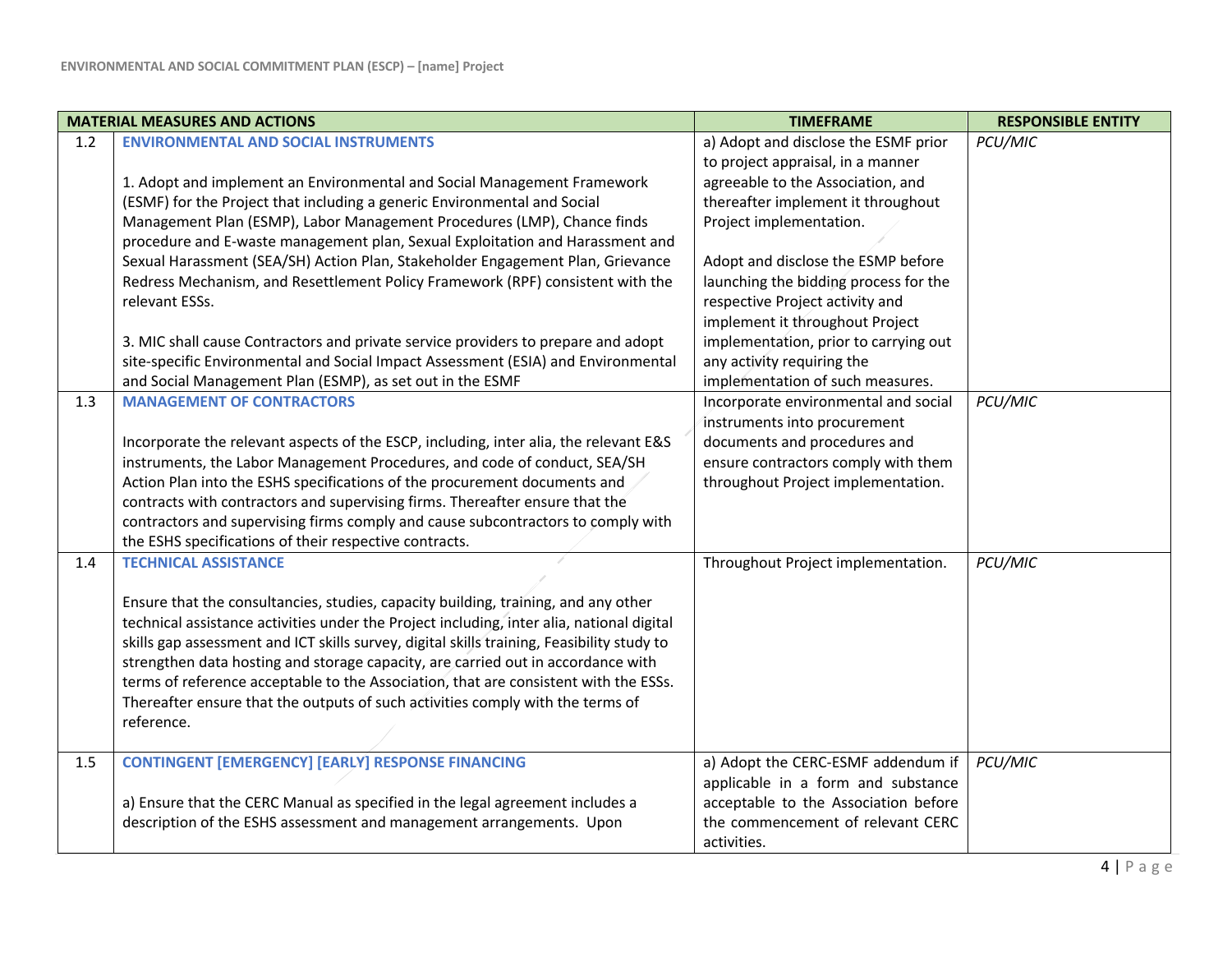| MATERIAL MEASURES AND ACTIONS | | TIMEFRAME | RESPONSIBLE ENTITY |
|---|---|---|---|
| 1.2 | **ENVIRONMENTAL AND SOCIAL INSTRUMENTS**<br><br>1. Adopt and implement an Environmental and Social Management Framework (ESMF) for the Project that including a generic Environmental and Social Management Plan (ESMP), Labor Management Procedures (LMP), Chance finds procedure and E-waste management plan, Sexual Exploitation and Harassment and Sexual Harassment (SEA/SH) Action Plan, Stakeholder Engagement Plan, Grievance Redress Mechanism, and Resettlement Policy Framework (RPF) consistent with the relevant ESSs.<br><br>3. MIC shall cause Contractors and private service providers to prepare and adopt site-specific Environmental and Social Impact Assessment (ESIA) and Environmental and Social Management Plan (ESMP), as set out in the ESMF | a) Adopt and disclose the ESMF prior to project appraisal, in a manner agreeable to the Association, and thereafter implement it throughout Project implementation.<br><br>Adopt and disclose the ESMP before launching the bidding process for the respective Project activity and implement it throughout Project implementation, prior to carrying out any activity requiring the implementation of such measures. | *PCU/MIC* |
| 1.3 | **MANAGEMENT OF CONTRACTORS**<br><br>Incorporate the relevant aspects of the ESCP, including, inter alia, the relevant E&S instruments, the Labor Management Procedures, and code of conduct, SEA/SH Action Plan into the ESHS specifications of the procurement documents and contracts with contractors and supervising firms. Thereafter ensure that the contractors and supervising firms comply and cause subcontractors to comply with the ESHS specifications of their respective contracts. | Incorporate environmental and social instruments into procurement documents and procedures and ensure contractors comply with them throughout Project implementation. | *PCU/MIC* |
| 1.4 | **TECHNICAL ASSISTANCE**<br><br>Ensure that the consultancies, studies, capacity building, training, and any other technical assistance activities under the Project including, inter alia, national digital skills gap assessment and ICT skills survey, digital skills training, Feasibility study to strengthen data hosting and storage capacity, are carried out in accordance with terms of reference acceptable to the Association, that are consistent with the ESSs. Thereafter ensure that the outputs of such activities comply with the terms of reference. | Throughout Project implementation. | *PCU/MIC* |
| 1.5 | **CONTINGENT [EMERGENCY] [EARLY] RESPONSE FINANCING**<br><br>a) Ensure that the CERC Manual as specified in the legal agreement includes a description of the ESHS assessment and management arrangements. Upon | a) Adopt the CERC-ESMF addendum if applicable in a form and substance acceptable to the Association before the commencement of relevant CERC activities. | *PCU/MIC* |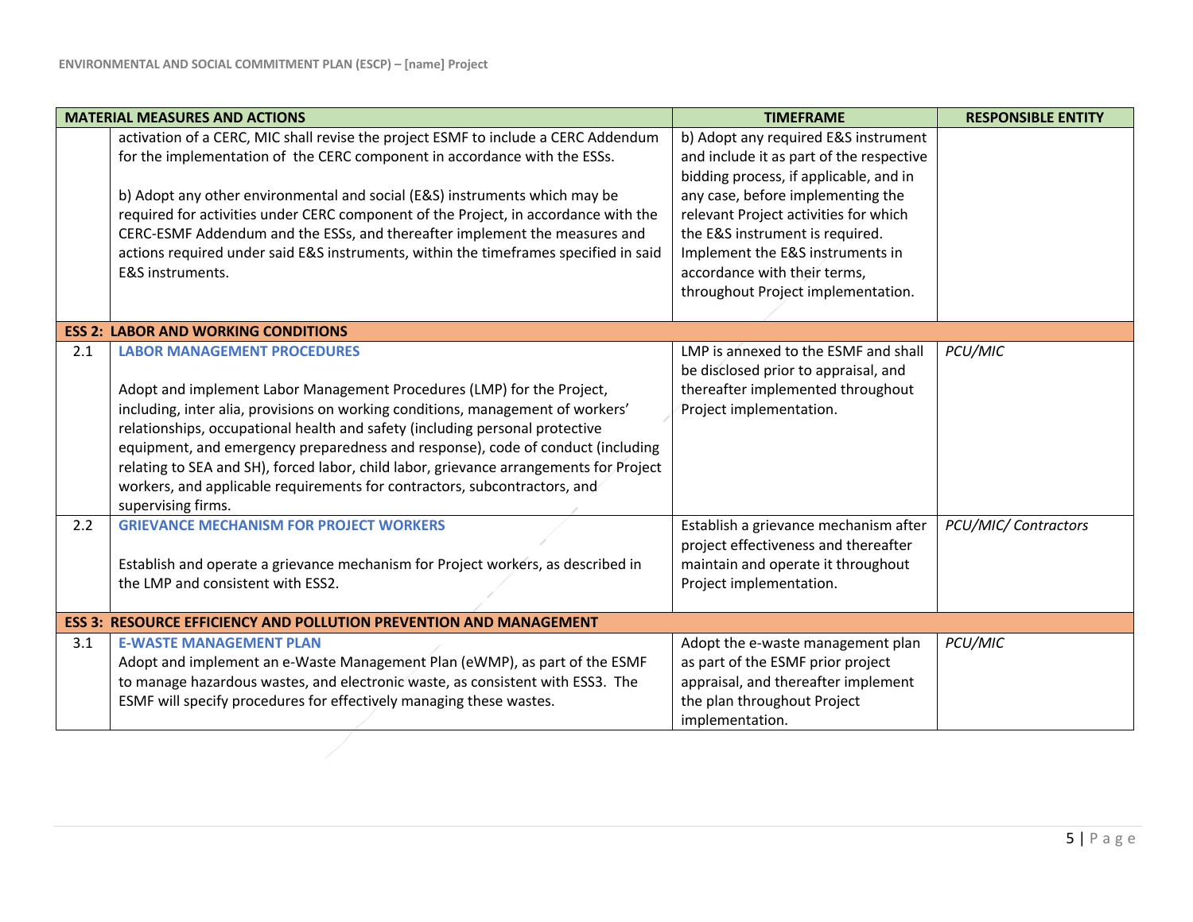| | MATERIAL MEASURES AND ACTIONS | TIMEFRAME | RESPONSIBLE ENTITY |
|---|---|---|---|
| | activation of a CERC, MIC shall revise the project ESMF to include a CERC Addendum for the implementation of the CERC component in accordance with the ESSs.<br><br>b) Adopt any other environmental and social (E&S) instruments which may be required for activities under CERC component of the Project, in accordance with the CERC-ESMF Addendum and the ESSs, and thereafter implement the measures and actions required under said E&S instruments, within the timeframes specified in said E&S instruments. | b) Adopt any required E&S instrument and include it as part of the respective bidding process, if applicable, and in any case, before implementing the relevant Project activities for which the E&S instrument is required. Implement the E&S instruments in accordance with their terms, throughout Project implementation. | |
| **ESS 2: LABOR AND WORKING CONDITIONS** | | | |
| 2.1 | **LABOR MANAGEMENT PROCEDURES**<br><br>Adopt and implement Labor Management Procedures (LMP) for the Project, including, inter alia, provisions on working conditions, management of workers' relationships, occupational health and safety (including personal protective equipment, and emergency preparedness and response), code of conduct (including relating to SEA and SH), forced labor, child labor, grievance arrangements for Project workers, and applicable requirements for contractors, subcontractors, and supervising firms. | LMP is annexed to the ESMF and shall be disclosed prior to appraisal, and thereafter implemented throughout Project implementation. | *PCU/MIC* |
| 2.2 | **GRIEVANCE MECHANISM FOR PROJECT WORKERS**<br><br>Establish and operate a grievance mechanism for Project workers, as described in the LMP and consistent with ESS2. | Establish a grievance mechanism after project effectiveness and thereafter maintain and operate it throughout Project implementation. | *PCU/MIC/ Contractors* |
| **ESS 3: RESOURCE EFFICIENCY AND POLLUTION PREVENTION AND MANAGEMENT** | | | |
| 3.1 | **E-WASTE MANAGEMENT PLAN**<br>Adopt and implement an e-Waste Management Plan (eWMP), as part of the ESMF to manage hazardous wastes, and electronic waste, as consistent with ESS3. The ESMF will specify procedures for effectively managing these wastes. | Adopt the e-waste management plan as part of the ESMF prior project appraisal, and thereafter implement the plan throughout Project implementation. | *PCU/MIC* |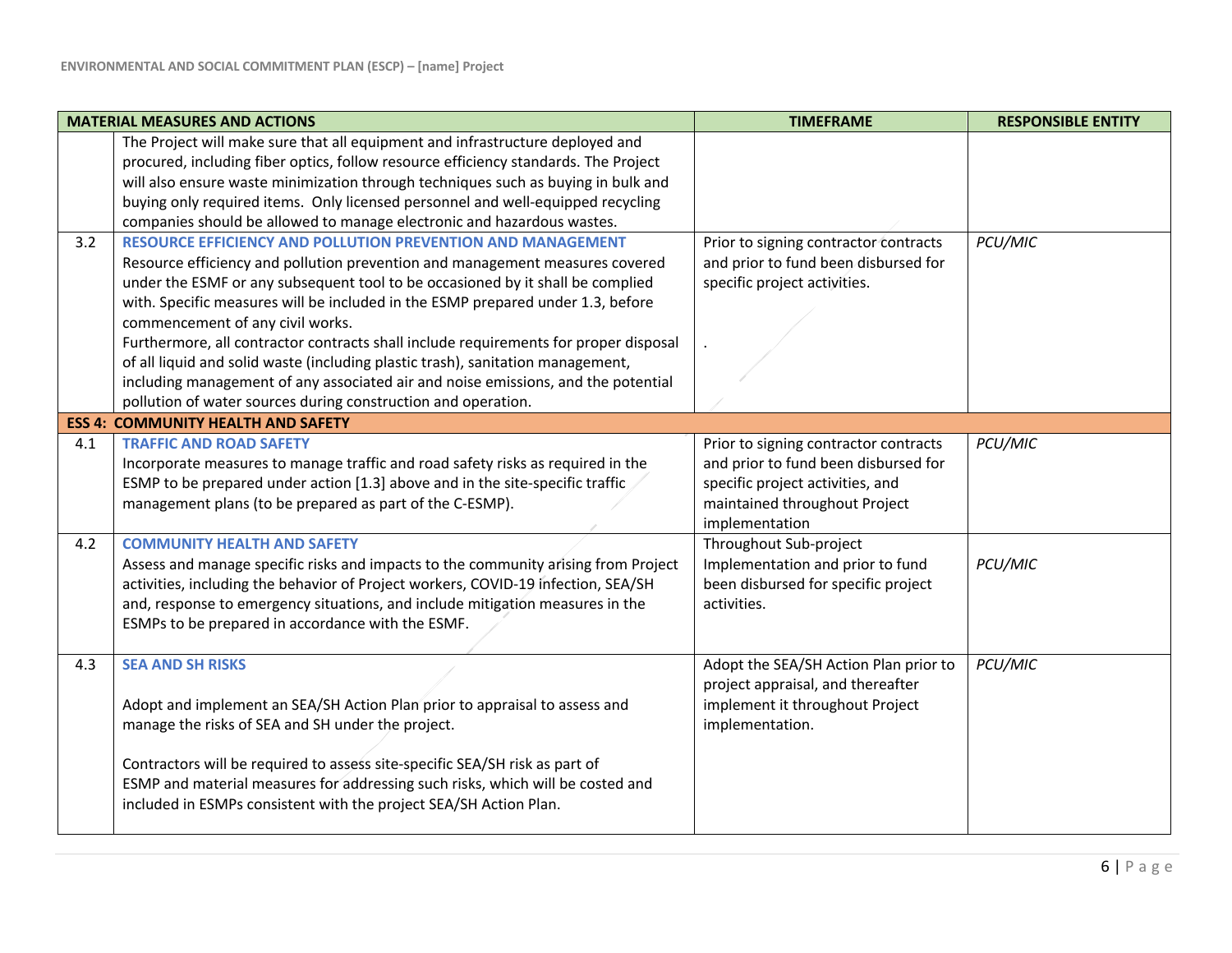| MATERIAL MEASURES AND ACTIONS | | TIMEFRAME | RESPONSIBLE ENTITY |
|---|---|---|---|
| | The Project will make sure that all equipment and infrastructure deployed and procured, including fiber optics, follow resource efficiency standards. The Project will also ensure waste minimization through techniques such as buying in bulk and buying only required items. Only licensed personnel and well-equipped recycling companies should be allowed to manage electronic and hazardous wastes. | | |
| 3.2 | **RESOURCE EFFICIENCY AND POLLUTION PREVENTION AND MANAGEMENT**<br>Resource efficiency and pollution prevention and management measures covered under the ESMF or any subsequent tool to be occasioned by it shall be complied with. Specific measures will be included in the ESMP prepared under 1.3, before commencement of any civil works.<br>Furthermore, all contractor contracts shall include requirements for proper disposal of all liquid and solid waste (including plastic trash), sanitation management, including management of any associated air and noise emissions, and the potential pollution of water sources during construction and operation. | Prior to signing contractor contracts and prior to fund been disbursed for specific project activities.<br><br>. | *PCU/MIC* |
| **ESS 4: COMMUNITY HEALTH AND SAFETY** | | | |
| 4.1 | **TRAFFIC AND ROAD SAFETY**<br>Incorporate measures to manage traffic and road safety risks as required in the ESMP to be prepared under action [1.3] above and in the site-specific traffic management plans (to be prepared as part of the C-ESMP). | Prior to signing contractor contracts and prior to fund been disbursed for specific project activities, and maintained throughout Project implementation | *PCU/MIC* |
| 4.2 | **COMMUNITY HEALTH AND SAFETY**<br>Assess and manage specific risks and impacts to the community arising from Project activities, including the behavior of Project workers, COVID-19 infection, SEA/SH and, response to emergency situations, and include mitigation measures in the ESMPs to be prepared in accordance with the ESMF. | Throughout Sub-project Implementation and prior to fund been disbursed for specific project activities. | *PCU/MIC* |
| 4.3 | **SEA AND SH RISKS**<br><br>Adopt and implement an SEA/SH Action Plan prior to appraisal to assess and manage the risks of SEA and SH under the project.<br><br>Contractors will be required to assess site-specific SEA/SH risk as part of ESMP and material measures for addressing such risks, which will be costed and included in ESMPs consistent with the project SEA/SH Action Plan. | Adopt the SEA/SH Action Plan prior to project appraisal, and thereafter implement it throughout Project implementation. | *PCU/MIC* |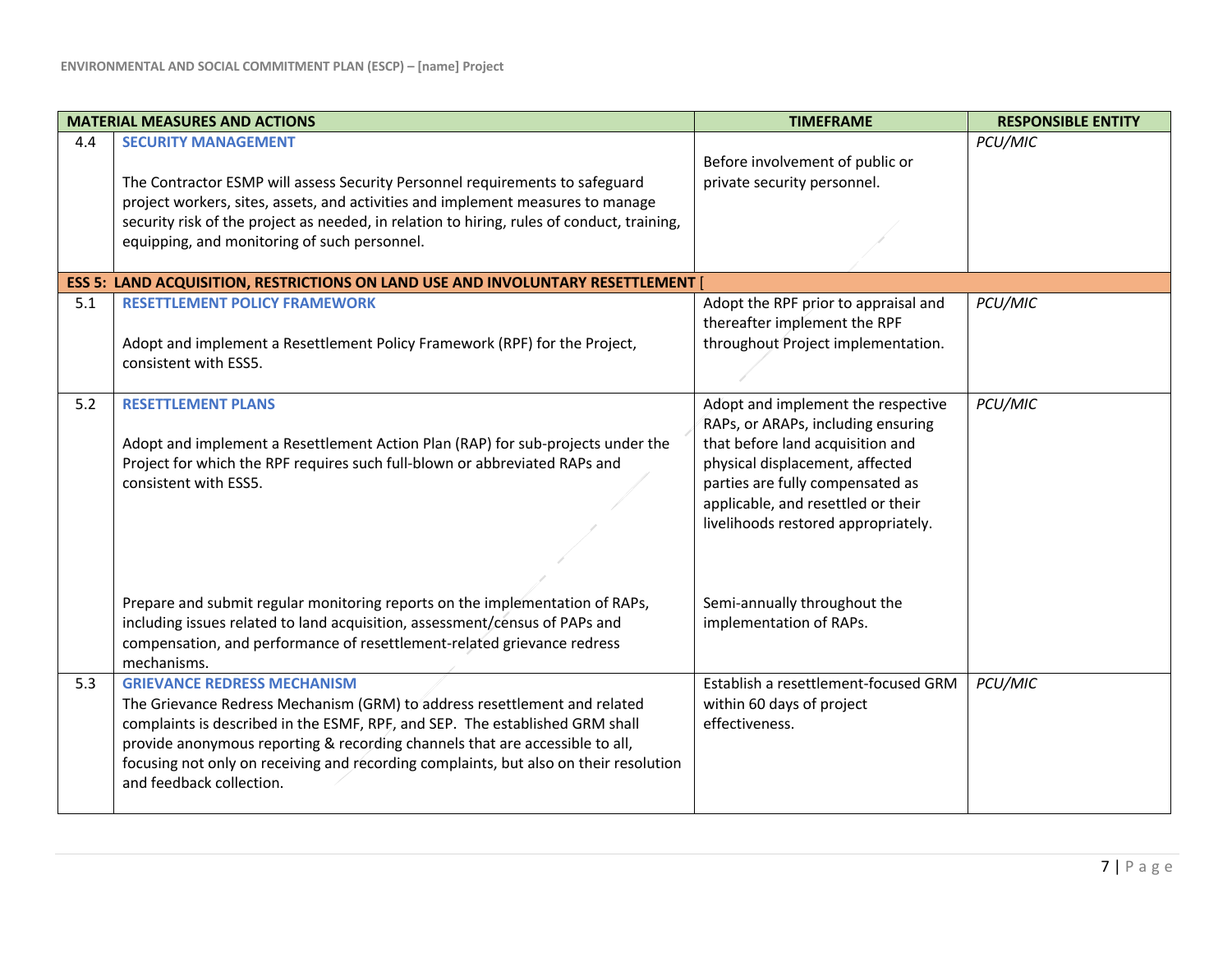| | MATERIAL MEASURES AND ACTIONS | TIMEFRAME | RESPONSIBLE ENTITY |
|---|---|---|---|
| 4.4 | **SECURITY MANAGEMENT**<br><br>The Contractor ESMP will assess Security Personnel requirements to safeguard project workers, sites, assets, and activities and implement measures to manage security risk of the project as needed, in relation to hiring, rules of conduct, training, equipping, and monitoring of such personnel. | Before involvement of public or private security personnel. | *PCU/MIC* |
| **ESS 5: LAND ACQUISITION, RESTRICTIONS ON LAND USE AND INVOLUNTARY RESETTLEMENT [** | | | |
| 5.1 | **RESETTLEMENT POLICY FRAMEWORK**<br><br>Adopt and implement a Resettlement Policy Framework (RPF) for the Project, consistent with ESS5. | Adopt the RPF prior to appraisal and thereafter implement the RPF throughout Project implementation. | *PCU/MIC* |
| 5.2 | **RESETTLEMENT PLANS**<br><br>Adopt and implement a Resettlement Action Plan (RAP) for sub-projects under the Project for which the RPF requires such full-blown or abbreviated RAPs and consistent with ESS5.<br><br>Prepare and submit regular monitoring reports on the implementation of RAPs, including issues related to land acquisition, assessment/census of PAPs and compensation, and performance of resettlement-related grievance redress mechanisms. | Adopt and implement the respective RAPs, or ARAPs, including ensuring that before land acquisition and physical displacement, affected parties are fully compensated as applicable, and resettled or their livelihoods restored appropriately.<br><br>Semi-annually throughout the implementation of RAPs. | *PCU/MIC* |
| 5.3 | **GRIEVANCE REDRESS MECHANISM**<br>The Grievance Redress Mechanism (GRM) to address resettlement and related complaints is described in the ESMF, RPF, and SEP. The established GRM shall provide anonymous reporting & recording channels that are accessible to all, focusing not only on receiving and recording complaints, but also on their resolution and feedback collection. | Establish a resettlement-focused GRM within 60 days of project effectiveness. | *PCU/MIC* |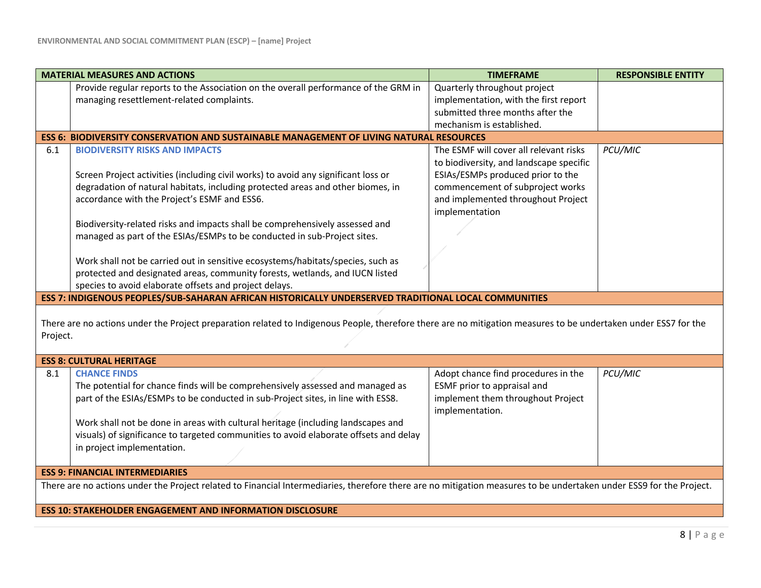| | MATERIAL MEASURES AND ACTIONS | TIMEFRAME | RESPONSIBLE ENTITY |
|---|---|---|---|
| | Provide regular reports to the Association on the overall performance of the GRM in managing resettlement-related complaints. | Quarterly throughout project implementation, with the first report submitted three months after the mechanism is established. | |
| **ESS 6: BIODIVERSITY CONSERVATION AND SUSTAINABLE MANAGEMENT OF LIVING NATURAL RESOURCES** | | | |
| 6.1 | **BIODIVERSITY RISKS AND IMPACTS**<br><br>Screen Project activities (including civil works) to avoid any significant loss or degradation of natural habitats, including protected areas and other biomes, in accordance with the Project's ESMF and ESS6.<br><br>Biodiversity-related risks and impacts shall be comprehensively assessed and managed as part of the ESIAs/ESMPs to be conducted in sub-Project sites.<br><br>Work shall not be carried out in sensitive ecosystems/habitats/species, such as protected and designated areas, community forests, wetlands, and IUCN listed species to avoid elaborate offsets and project delays. | The ESMF will cover all relevant risks to biodiversity, and landscape specific ESIAs/ESMPs produced prior to the commencement of subproject works and implemented throughout Project implementation | *PCU/MIC* |
| **ESS 7: INDIGENOUS PEOPLES/SUB-SAHARAN AFRICAN HISTORICALLY UNDERSERVED TRADITIONAL LOCAL COMMUNITIES** | | | |
| There are no actions under the Project preparation related to Indigenous People, therefore there are no mitigation measures to be undertaken under ESS7 for the Project. | | | |
| **ESS 8: CULTURAL HERITAGE** | | | |
| 8.1 | **CHANCE FINDS**<br>The potential for chance finds will be comprehensively assessed and managed as part of the ESIAs/ESMPs to be conducted in sub-Project sites, in line with ESS8.<br><br>Work shall not be done in areas with cultural heritage (including landscapes and visuals) of significance to targeted communities to avoid elaborate offsets and delay in project implementation. | Adopt chance find procedures in the ESMF prior to appraisal and implement them throughout Project implementation. | *PCU/MIC* |
| **ESS 9: FINANCIAL INTERMEDIARIES** | | | |
| There are no actions under the Project related to Financial Intermediaries, therefore there are no mitigation measures to be undertaken under ESS9 for the Project. | | | |
| **ESS 10: STAKEHOLDER ENGAGEMENT AND INFORMATION DISCLOSURE** | | | |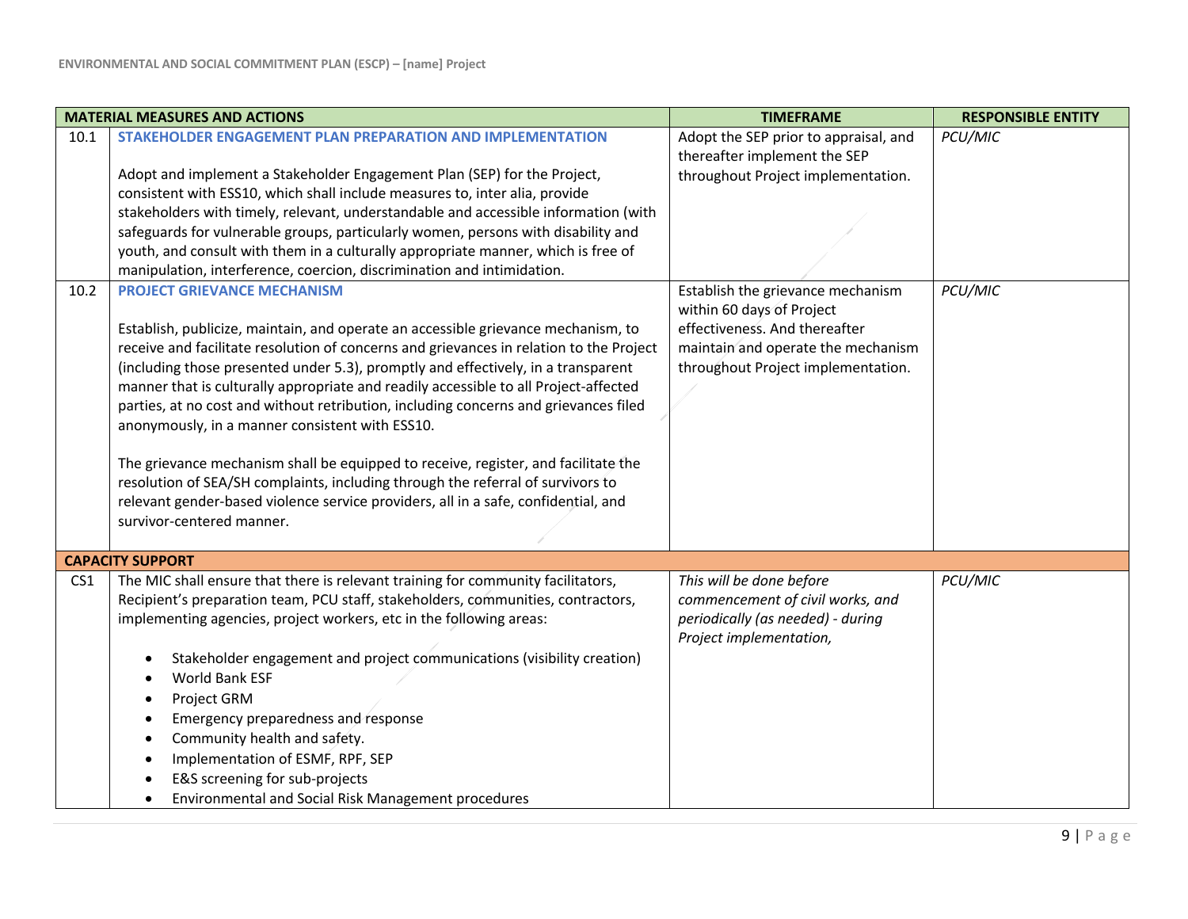| MATERIAL MEASURES AND ACTIONS | | TIMEFRAME | RESPONSIBLE ENTITY |
|---|---|---|---|
| 10.1 | **STAKEHOLDER ENGAGEMENT PLAN PREPARATION AND IMPLEMENTATION**<br><br>Adopt and implement a Stakeholder Engagement Plan (SEP) for the Project, consistent with ESS10, which shall include measures to, inter alia, provide stakeholders with timely, relevant, understandable and accessible information (with safeguards for vulnerable groups, particularly women, persons with disability and youth, and consult with them in a culturally appropriate manner, which is free of manipulation, interference, coercion, discrimination and intimidation. | Adopt the SEP prior to appraisal, and thereafter implement the SEP throughout Project implementation. | *PCU/MIC* |
| 10.2 | **PROJECT GRIEVANCE MECHANISM**<br><br>Establish, publicize, maintain, and operate an accessible grievance mechanism, to receive and facilitate resolution of concerns and grievances in relation to the Project (including those presented under 5.3), promptly and effectively, in a transparent manner that is culturally appropriate and readily accessible to all Project-affected parties, at no cost and without retribution, including concerns and grievances filed anonymously, in a manner consistent with ESS10.<br><br>The grievance mechanism shall be equipped to receive, register, and facilitate the resolution of SEA/SH complaints, including through the referral of survivors to relevant gender-based violence service providers, all in a safe, confidential, and survivor-centered manner. | Establish the grievance mechanism within 60 days of Project effectiveness. And thereafter maintain and operate the mechanism throughout Project implementation. | *PCU/MIC* |
| **CAPACITY SUPPORT** | | | |
| CS1 | The MIC shall ensure that there is relevant training for community facilitators, Recipient's preparation team, PCU staff, stakeholders, communities, contractors, implementing agencies, project workers, etc in the following areas:<br><br>• Stakeholder engagement and project communications (visibility creation)<br>• World Bank ESF<br>• Project GRM<br>• Emergency preparedness and response<br>• Community health and safety.<br>• Implementation of ESMF, RPF, SEP<br>• E&S screening for sub-projects<br>• Environmental and Social Risk Management procedures | *This will be done before commencement of civil works, and periodically (as needed) - during Project implementation,* | *PCU/MIC* |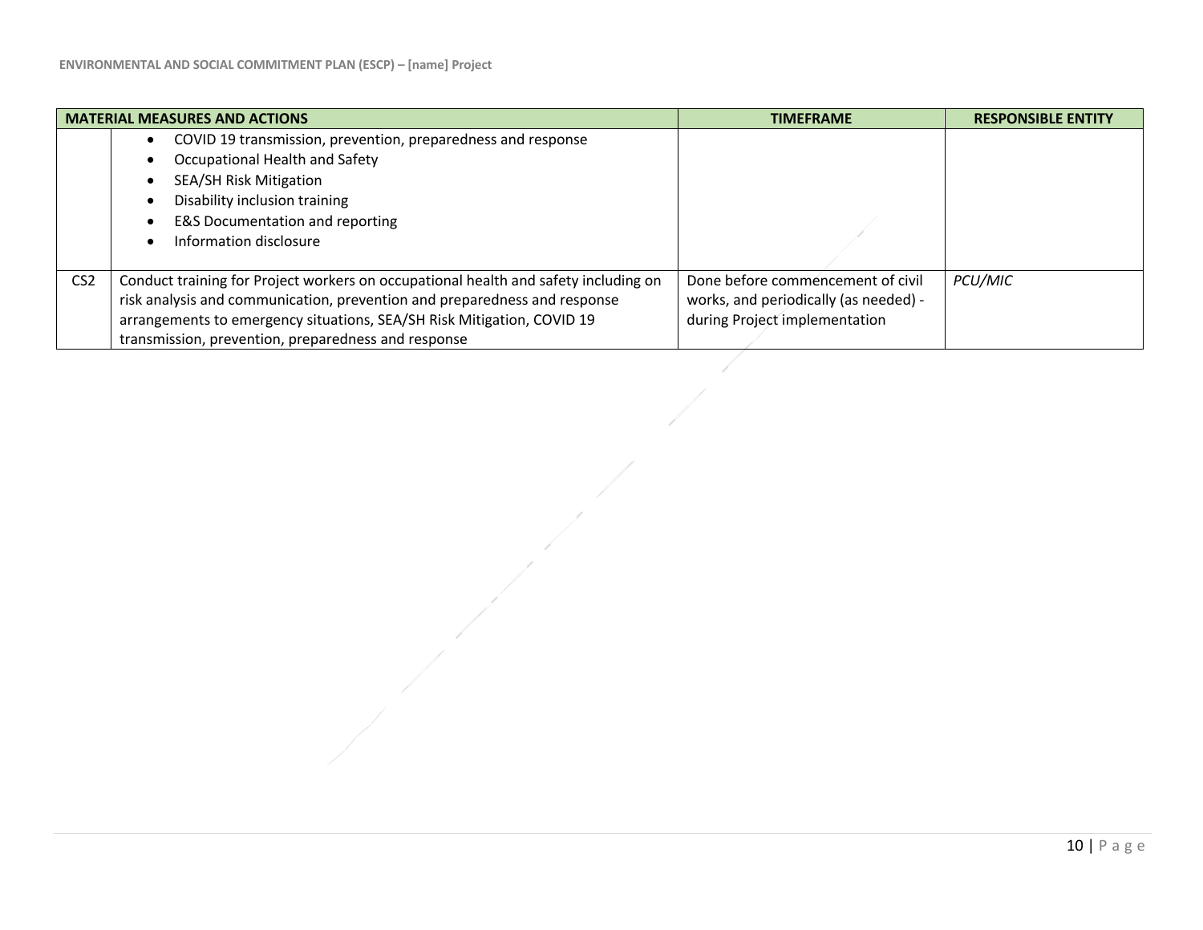| MATERIAL MEASURES AND ACTIONS | | TIMEFRAME | RESPONSIBLE ENTITY |
|---|---|---|---|
| | • COVID 19 transmission, prevention, preparedness and response<br>• Occupational Health and Safety<br>• SEA/SH Risk Mitigation<br>• Disability inclusion training<br>• E&S Documentation and reporting<br>• Information disclosure | | |
| CS2 | Conduct training for Project workers on occupational health and safety including on risk analysis and communication, prevention and preparedness and response arrangements to emergency situations, SEA/SH Risk Mitigation, COVID 19 transmission, prevention, preparedness and response | Done before commencement of civil works, and periodically (as needed) - during Project implementation | *PCU/MIC* |